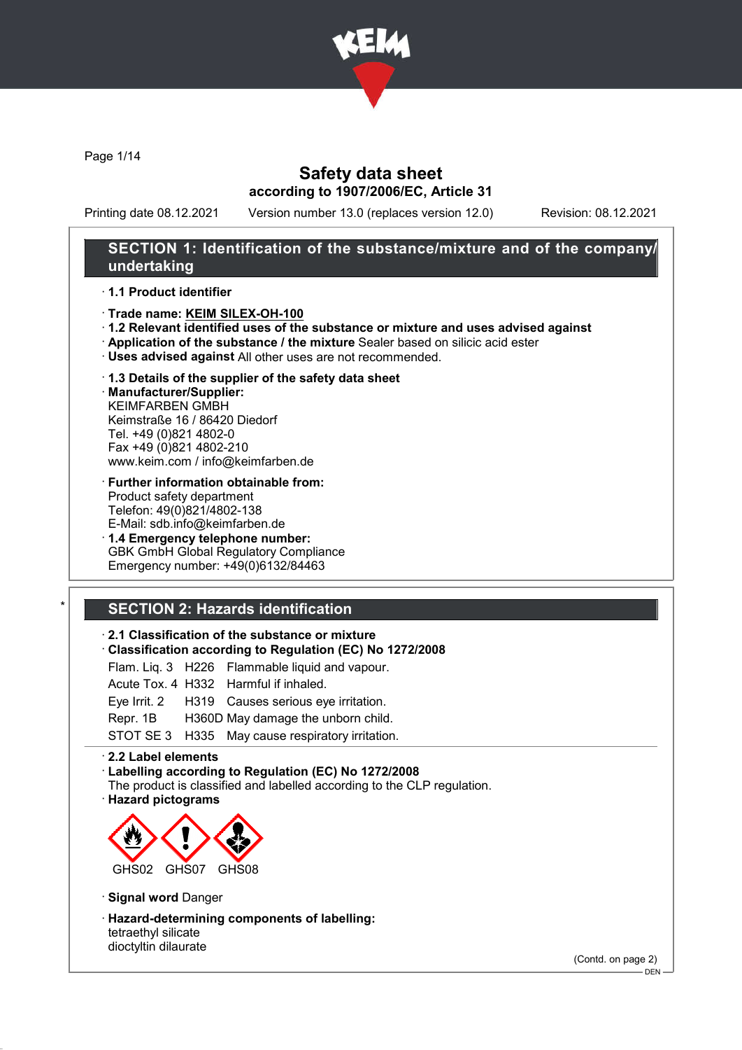# Safety data sheet

according to 1907/2006/EC, Article 31

Printing date 08.12.2021 | Version number 13.0 (replaces version 12.0) | Revision: 08.12.2021

## SECTION 1: Identification of the substance/mixture and of the company/undertaking

· **1.1 Product identifier**

· **Trade name: KEIM SILEX-OH-100**

· **1.2 Relevant identified uses of the substance or mixture and uses advised against**

· **Application of the substance / the mixture** Sealer based on silicic acid ester

· **Uses advised against** All other uses are not recommended.

· **1.3 Details of the supplier of the safety data sheet**

· **Manufacturer/Supplier:**
KEIMFARBEN GMBH
Keimstraße 16 / 86420 Diedorf
Tel. +49 (0)821 4802-0
Fax +49 (0)821 4802-210
www.keim.com / info@keimfarben.de

· **Further information obtainable from:**
Product safety department
Telefon: 49(0)821/4802-138
E-Mail: sdb.info@keimfarben.de

· **1.4 Emergency telephone number:**
GBK GmbH Global Regulatory Compliance
Emergency number: +49(0)6132/84463

## SECTION 2: Hazards identification

· **2.1 Classification of the substance or mixture**

· **Classification according to Regulation (EC) No 1272/2008**

| | | |
|---|---|---|
| Flam. Liq. 3 | H226 | Flammable liquid and vapour. |
| Acute Tox. 4 | H332 | Harmful if inhaled. |
| Eye Irrit. 2 | H319 | Causes serious eye irritation. |
| Repr. 1B | H360D | May damage the unborn child. |
| STOT SE 3 | H335 | May cause respiratory irritation. |

· **2.2 Label elements**

· **Labelling according to Regulation (EC) No 1272/2008**
The product is classified and labelled according to the CLP regulation.

· **Hazard pictograms**

GHS02 GHS07 GHS08

· **Signal word** Danger

· **Hazard-determining components of labelling:**
tetraethyl silicate
dioctyltin dilaurate

(Contd. on page 2)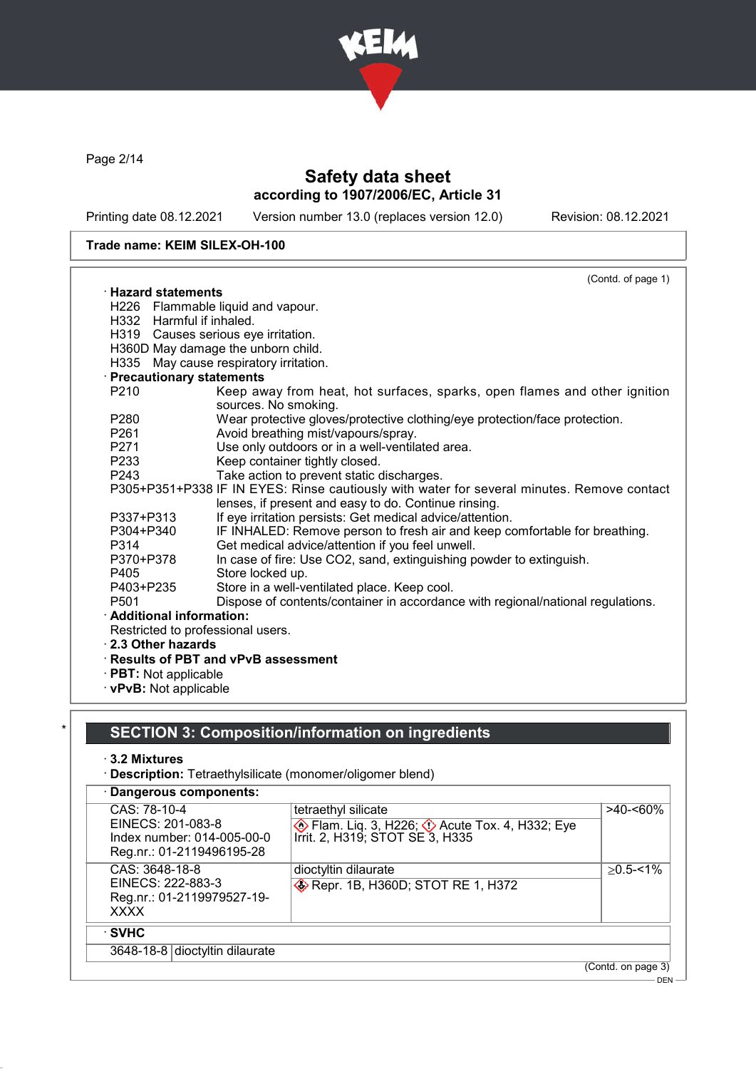Safety data sheet
according to 1907/2006/EC, Article 31

Printing date 08.12.2021 Version number 13.0 (replaces version 12.0) Revision: 08.12.2021

**Trade name: KEIM SILEX-OH-100**

(Contd. of page 1)

· **Hazard statements**
H226 Flammable liquid and vapour.
H332 Harmful if inhaled.
H319 Causes serious eye irritation.
H360D May damage the unborn child.
H335 May cause respiratory irritation.

· **Precautionary statements**

| | |
|---|---|
| P210 | Keep away from heat, hot surfaces, sparks, open flames and other ignition sources. No smoking. |
| P280 | Wear protective gloves/protective clothing/eye protection/face protection. |
| P261 | Avoid breathing mist/vapours/spray. |
| P271 | Use only outdoors or in a well-ventilated area. |
| P233 | Keep container tightly closed. |
| P243 | Take action to prevent static discharges. |
| P305+P351+P338 | IF IN EYES: Rinse cautiously with water for several minutes. Remove contact lenses, if present and easy to do. Continue rinsing. |
| P337+P313 | If eye irritation persists: Get medical advice/attention. |
| P304+P340 | IF INHALED: Remove person to fresh air and keep comfortable for breathing. |
| P314 | Get medical advice/attention if you feel unwell. |
| P370+P378 | In case of fire: Use CO2, sand, extinguishing powder to extinguish. |
| P405 | Store locked up. |
| P403+P235 | Store in a well-ventilated place. Keep cool. |
| P501 | Dispose of contents/container in accordance with regional/national regulations. |

· **Additional information:**
Restricted to professional users.

· **2.3 Other hazards**
· **Results of PBT and vPvB assessment**
· **PBT:** Not applicable
· **vPvB:** Not applicable

## SECTION 3: Composition/information on ingredients

· **3.2 Mixtures**
· **Description:** Tetraethylsilicate (monomer/oligomer blend)

· **Dangerous components:**

| | | |
|---|---|---|
| CAS: 78-10-4<br>EINECS: 201-083-8<br>Index number: 014-005-00-0<br>Reg.nr.: 01-2119496195-28 | tetraethyl silicate<br>Flam. Liq. 3, H226; Acute Tox. 4, H332; Eye Irrit. 2, H319; STOT SE 3, H335 | >40-<60% |
| CAS: 3648-18-8<br>EINECS: 222-883-3<br>Reg.nr.: 01-2119979527-19-XXXX | dioctyltin dilaurate<br>Repr. 1B, H360D; STOT RE 1, H372 | ≥0.5-<1% |

· **SVHC**

| | |
|---|---|
| 3648-18-8 | dioctyltin dilaurate |

(Contd. on page 3)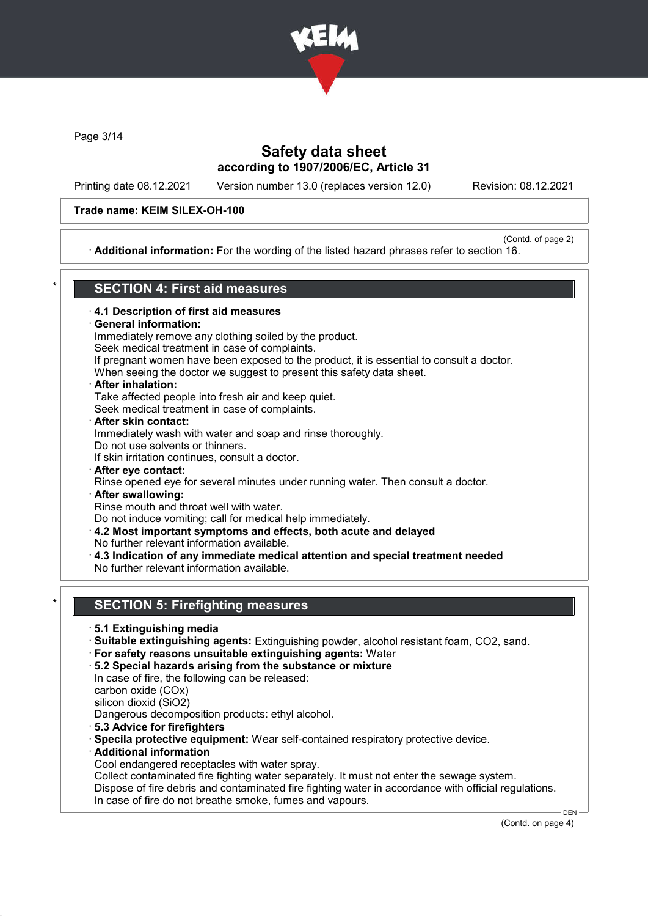Trade name: KEIM SILEX-OH-100

(Contd. of page 2)

· **Additional information:** For the wording of the listed hazard phrases refer to section 16.

## SECTION 4: First aid measures

· **4.1 Description of first aid measures**

· **General information:**
Immediately remove any clothing soiled by the product.
Seek medical treatment in case of complaints.
If pregnant women have been exposed to the product, it is essential to consult a doctor.
When seeing the doctor we suggest to present this safety data sheet.

· **After inhalation:**
Take affected people into fresh air and keep quiet.
Seek medical treatment in case of complaints.

· **After skin contact:**
Immediately wash with water and soap and rinse thoroughly.
Do not use solvents or thinners.
If skin irritation continues, consult a doctor.

· **After eye contact:**
Rinse opened eye for several minutes under running water. Then consult a doctor.

· **After swallowing:**
Rinse mouth and throat well with water.
Do not induce vomiting; call for medical help immediately.

· **4.2 Most important symptoms and effects, both acute and delayed**
No further relevant information available.

· **4.3 Indication of any immediate medical attention and special treatment needed**
No further relevant information available.

## SECTION 5: Firefighting measures

· **5.1 Extinguishing media**

· **Suitable extinguishing agents:** Extinguishing powder, alcohol resistant foam, $CO_2$, sand.

· **For safety reasons unsuitable extinguishing agents:** Water

· **5.2 Special hazards arising from the substance or mixture**
In case of fire, the following can be released:
carbon oxide ($CO_x$)
silicon dioxid ($SiO_2$)
Dangerous decomposition products: ethyl alcohol.

· **5.3 Advice for firefighters**

· **Specila protective equipment:** Wear self-contained respiratory protective device.

· **Additional information**
Cool endangered receptacles with water spray.
Collect contaminated fire fighting water separately. It must not enter the sewage system.
Dispose of fire debris and contaminated fire fighting water in accordance with official regulations.
In case of fire do not breathe smoke, fumes and vapours.

(Contd. on page 4)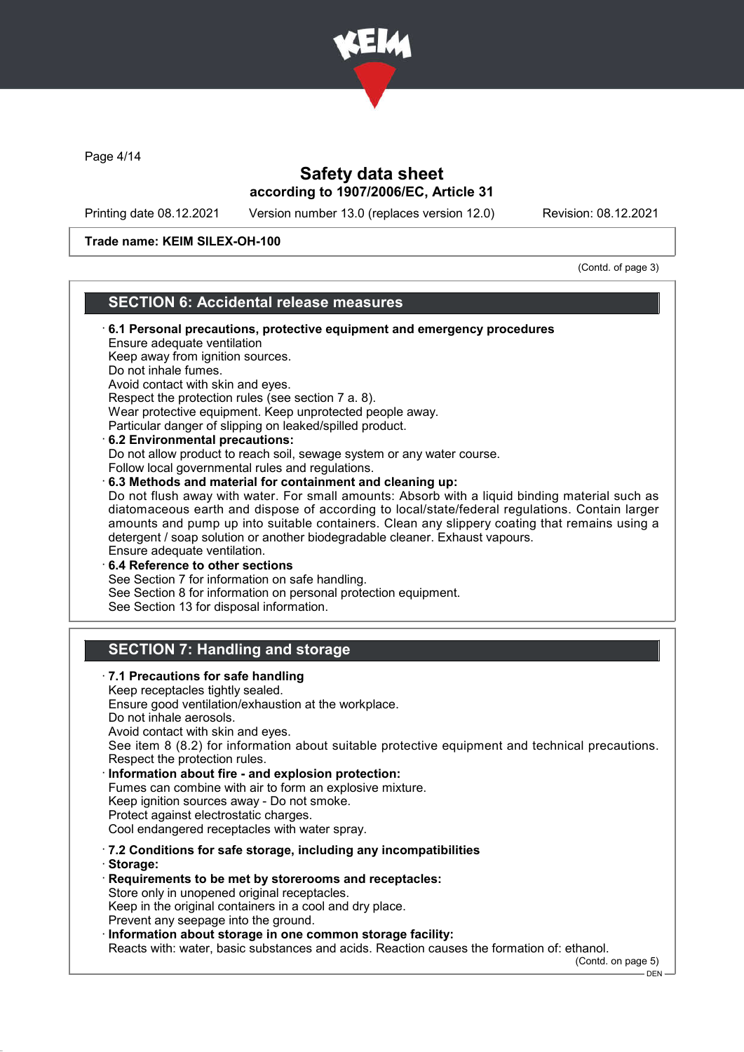# Safety data sheet
## according to 1907/2006/EC, Article 31

Printing date 08.12.2021 Version number 13.0 (replaces version 12.0) Revision: 08.12.2021

**Trade name: KEIM SILEX-OH-100**

(Contd. of page 3)

## SECTION 6: Accidental release measures

· **6.1 Personal precautions, protective equipment and emergency procedures**
Ensure adequate ventilation
Keep away from ignition sources.
Do not inhale fumes.
Avoid contact with skin and eyes.
Respect the protection rules (see section 7 a. 8).
Wear protective equipment. Keep unprotected people away.
Particular danger of slipping on leaked/spilled product.

· **6.2 Environmental precautions:**
Do not allow product to reach soil, sewage system or any water course.
Follow local governmental rules and regulations.

· **6.3 Methods and material for containment and cleaning up:**
Do not flush away with water. For small amounts: Absorb with a liquid binding material such as diatomaceous earth and dispose of according to local/state/federal regulations. Contain larger amounts and pump up into suitable containers. Clean any slippery coating that remains using a detergent / soap solution or another biodegradable cleaner. Exhaust vapours.
Ensure adequate ventilation.

· **6.4 Reference to other sections**
See Section 7 for information on safe handling.
See Section 8 for information on personal protection equipment.
See Section 13 for disposal information.

## SECTION 7: Handling and storage

· **7.1 Precautions for safe handling**
Keep receptacles tightly sealed.
Ensure good ventilation/exhaustion at the workplace.
Do not inhale aerosols.
Avoid contact with skin and eyes.
See item 8 (8.2) for information about suitable protective equipment and technical precautions.
Respect the protection rules.

· **Information about fire - and explosion protection:**
Fumes can combine with air to form an explosive mixture.
Keep ignition sources away - Do not smoke.
Protect against electrostatic charges.
Cool endangered receptacles with water spray.

· **7.2 Conditions for safe storage, including any incompatibilities**
· **Storage:**
· **Requirements to be met by storerooms and receptacles:**
Store only in unopened original receptacles.
Keep in the original containers in a cool and dry place.
Prevent any seepage into the ground.

· **Information about storage in one common storage facility:**
Reacts with: water, basic substances and acids. Reaction causes the formation of: ethanol.

(Contd. on page 5)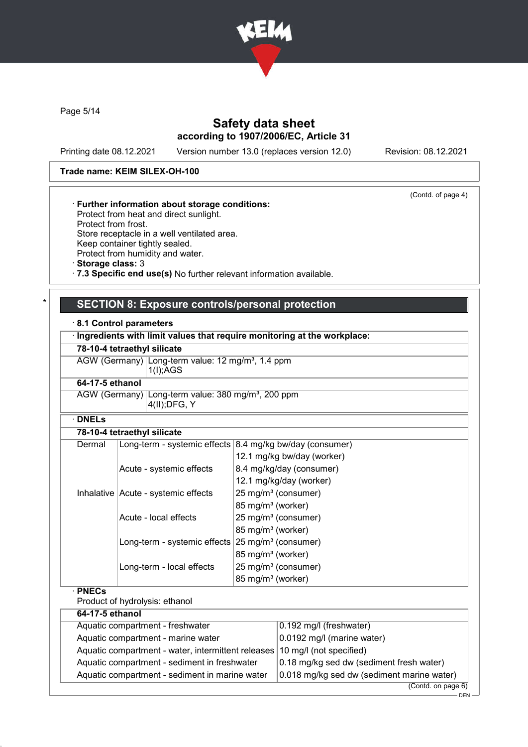Trade name: KEIM SILEX-OH-100

(Contd. of page 4)

· **Further information about storage conditions:**
Protect from heat and direct sunlight.
Protect from frost.
Store receptacle in a well ventilated area.
Keep container tightly sealed.
Protect from humidity and water.
· **Storage class:** 3
· **7.3 Specific end use(s)** No further relevant information available.

## SECTION 8: Exposure controls/personal protection

· **8.1 Control parameters**

· **Ingredients with limit values that require monitoring at the workplace:**

| **78-10-4 tetraethyl silicate** | |
|---|---|
| AGW (Germany) | Long-term value: 12 mg/m³, 1.4 ppm<br>1(I);AGS |
| **64-17-5 ethanol** | |
| AGW (Germany) | Long-term value: 380 mg/m³, 200 ppm<br>4(II);DFG, Y |

· **DNELs**

| **78-10-4 tetraethyl silicate** | | |
|---|---|---|
| Dermal | Long-term - systemic effects | 8.4 mg/kg bw/day (consumer) |
| | | 12.1 mg/kg bw/day (worker) |
| | Acute - systemic effects | 8.4 mg/kg/day (consumer) |
| | | 12.1 mg/kg/day (worker) |
| Inhalative | Acute - systemic effects | 25 mg/m³ (consumer) |
| | | 85 mg/m³ (worker) |
| | Acute - local effects | 25 mg/m³ (consumer) |
| | | 85 mg/m³ (worker) |
| | Long-term - systemic effects | 25 mg/m³ (consumer) |
| | | 85 mg/m³ (worker) |
| | Long-term - local effects | 25 mg/m³ (consumer) |
| | | 85 mg/m³ (worker) |

· **PNECs**
Product of hydrolysis: ethanol

| **64-17-5 ethanol** | |
|---|---|
| Aquatic compartment - freshwater | 0.192 mg/l (freshwater) |
| Aquatic compartment - marine water | 0.0192 mg/l (marine water) |
| Aquatic compartment - water, intermittent releases | 10 mg/l (not specified) |
| Aquatic compartment - sediment in freshwater | 0.18 mg/kg sed dw (sediment fresh water) |
| Aquatic compartment - sediment in marine water | 0.018 mg/kg sed dw (sediment marine water) |

(Contd. on page 6)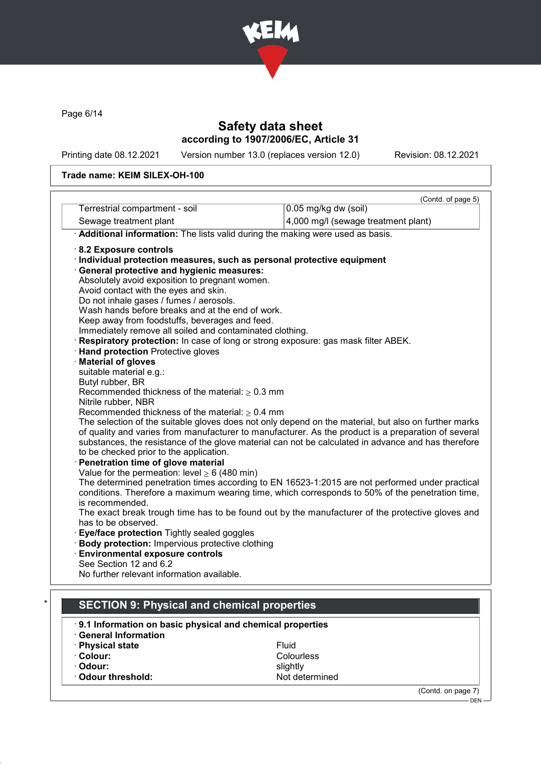Trade name: KEIM SILEX-OH-100

(Contd. of page 5)

| | |
|---|---|
| Terrestrial compartment - soil | 0.05 mg/kg dw (soil) |
| Sewage treatment plant | 4,000 mg/l (sewage treatment plant) |

· **Additional information:** The lists valid during the making were used as basis.

· **8.2 Exposure controls**
· **Individual protection measures, such as personal protective equipment**
· **General protective and hygienic measures:**
Absolutely avoid exposition to pregnant women.
Avoid contact with the eyes and skin.
Do not inhale gases / fumes / aerosols.
Wash hands before breaks and at the end of work.
Keep away from foodstuffs, beverages and feed.
Immediately remove all soiled and contaminated clothing.
· **Respiratory protection:** In case of long or strong exposure: gas mask filter ABEK.
· **Hand protection** Protective gloves
· **Material of gloves**
suitable material e.g.:
Butyl rubber, BR
Recommended thickness of the material: ≥ 0.3 mm
Nitrile rubber, NBR
Recommended thickness of the material: ≥ 0.4 mm
The selection of the suitable gloves does not only depend on the material, but also on further marks of quality and varies from manufacturer to manufacturer. As the product is a preparation of several substances, the resistance of the glove material can not be calculated in advance and has therefore to be checked prior to the application.
· **Penetration time of glove material**
Value for the permeation: level ≥ 6 (480 min)
The determined penetration times according to EN 16523-1:2015 are not performed under practical conditions. Therefore a maximum wearing time, which corresponds to 50% of the penetration time, is recommended.
The exact break trough time has to be found out by the manufacturer of the protective gloves and has to be observed.
· **Eye/face protection** Tightly sealed goggles
· **Body protection:** Impervious protective clothing
· **Environmental exposure controls**
See Section 12 and 6.2
No further relevant information available.

## SECTION 9: Physical and chemical properties

· **9.1 Information on basic physical and chemical properties**
· **General Information**

| | |
|---|---|
| · **Physical state** | Fluid |
| · **Colour:** | Colourless |
| · **Odour:** | slightly |
| · **Odour threshold:** | Not determined |

(Contd. on page 7)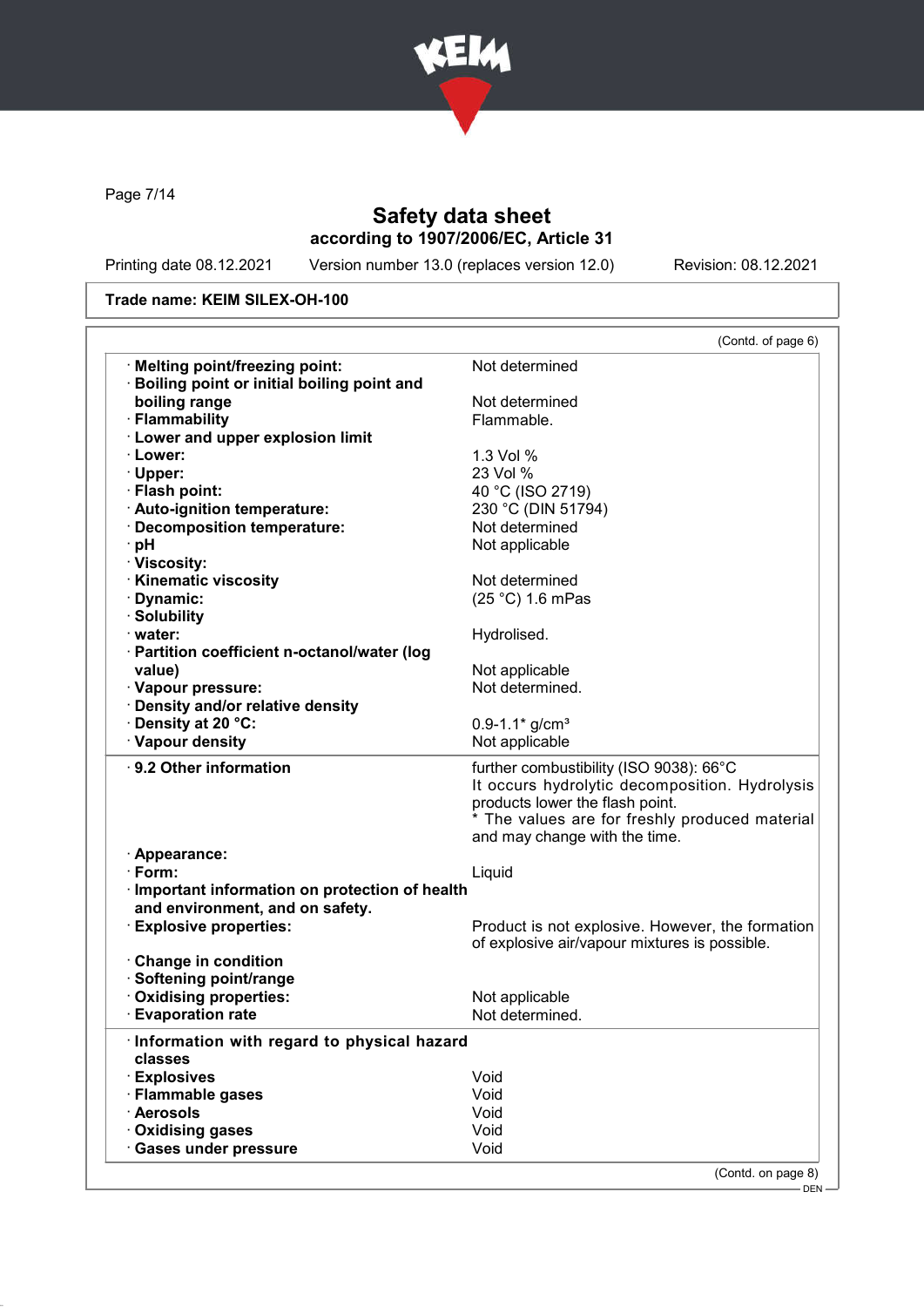Trade name: KEIM SILEX-OH-100

(Contd. of page 6)

| | |
|---|---|
| · **Melting point/freezing point:** | Not determined |
| · **Boiling point or initial boiling point and boiling range** | Not determined |
| · **Flammability** | Flammable. |
| · **Lower and upper explosion limit** | |
| · **Lower:** | 1.3 Vol % |
| · **Upper:** | 23 Vol % |
| · **Flash point:** | 40 °C (ISO 2719) |
| · **Auto-ignition temperature:** | 230 °C (DIN 51794) |
| · **Decomposition temperature:** | Not determined |
| · **pH** | Not applicable |
| · **Viscosity:** | |
| · **Kinematic viscosity** | Not determined |
| · **Dynamic:** | (25 °C) 1.6 mPas |
| · **Solubility** | |
| · **water:** | Hydrolised. |
| · **Partition coefficient n-octanol/water (log value)** | Not applicable |
| · **Vapour pressure:** | Not determined. |
| · **Density and/or relative density** | |
| · **Density at 20 °C:** | 0.9-1.1* g/cm³ |
| · **Vapour density** | Not applicable |

| | |
|---|---|
| · **9.2 Other information** | further combustibility (ISO 9038): 66°C<br>It occurs hydrolytic decomposition. Hydrolysis products lower the flash point.<br>* The values are for freshly produced material and may change with the time. |
| · **Appearance:** | |
| · **Form:** | Liquid |
| · **Important information on protection of health and environment, and on safety.** | |
| · **Explosive properties:** | Product is not explosive. However, the formation of explosive air/vapour mixtures is possible. |
| · **Change in condition** | |
| · **Softening point/range** | |
| · **Oxidising properties:** | Not applicable |
| · **Evaporation rate** | Not determined. |

| | |
|---|---|
| · **Information with regard to physical hazard classes** | |
| · **Explosives** | Void |
| · **Flammable gases** | Void |
| · **Aerosols** | Void |
| · **Oxidising gases** | Void |
| · **Gases under pressure** | Void |

(Contd. on page 8)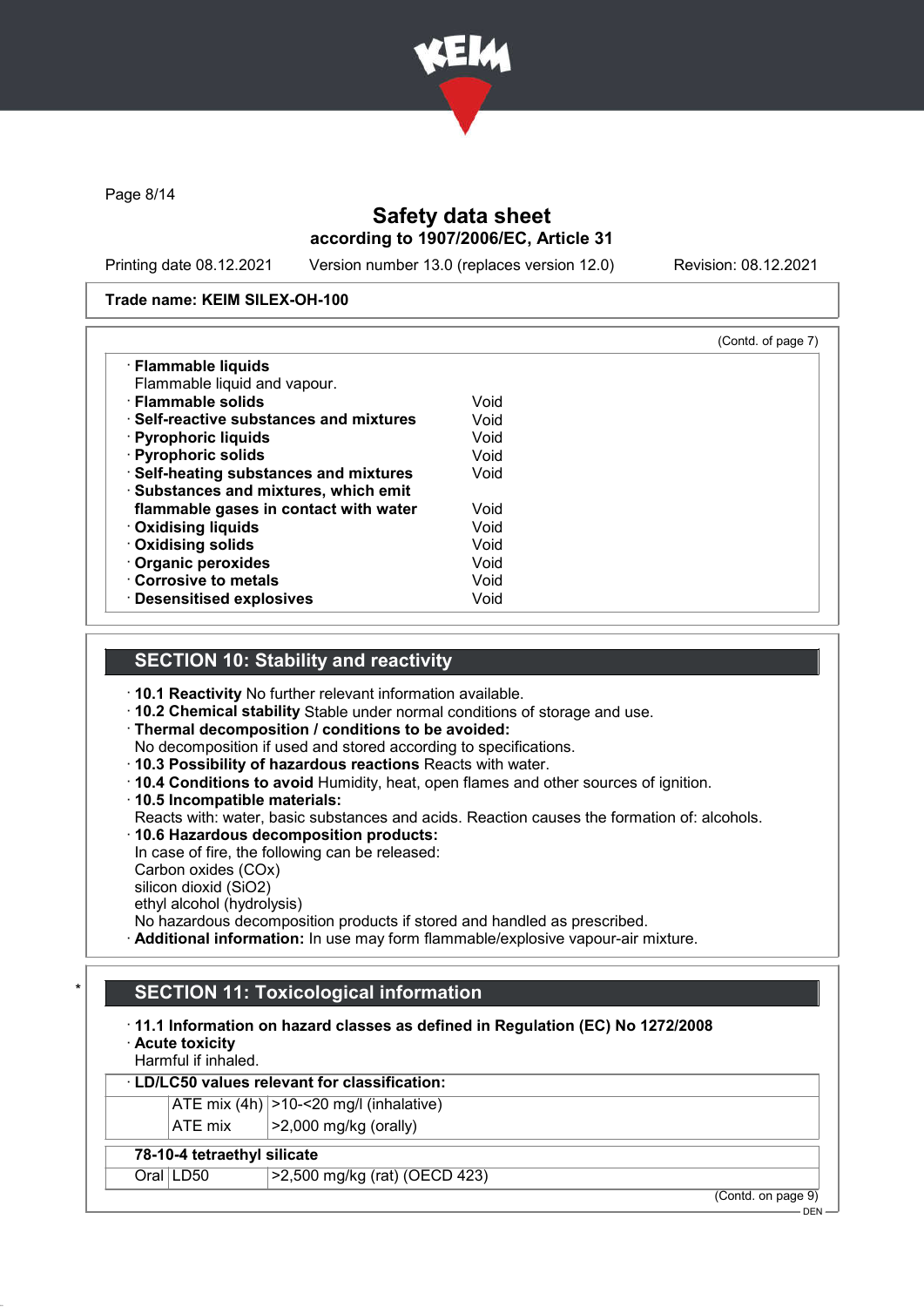**Trade name: KEIM SILEX-OH-100**

(Contd. of page 7)

- **Flammable liquids**
  Flammable liquid and vapour.
- **Flammable solids** Void
- **Self-reactive substances and mixtures** Void
- **Pyrophoric liquids** Void
- **Pyrophoric solids** Void
- **Self-heating substances and mixtures** Void
- **Substances and mixtures, which emit flammable gases in contact with water** Void
- **Oxidising liquids** Void
- **Oxidising solids** Void
- **Organic peroxides** Void
- **Corrosive to metals** Void
- **Desensitised explosives** Void

## SECTION 10: Stability and reactivity

- **10.1 Reactivity** No further relevant information available.
- **10.2 Chemical stability** Stable under normal conditions of storage and use.
- **Thermal decomposition / conditions to be avoided:**
  No decomposition if used and stored according to specifications.
- **10.3 Possibility of hazardous reactions** Reacts with water.
- **10.4 Conditions to avoid** Humidity, heat, open flames and other sources of ignition.
- **10.5 Incompatible materials:**
  Reacts with: water, basic substances and acids. Reaction causes the formation of: alcohols.
- **10.6 Hazardous decomposition products:**
  In case of fire, the following can be released:
  Carbon oxides (COx)
  silicon dioxid ($SiO_2$)
  ethyl alcohol (hydrolysis)
  No hazardous decomposition products if stored and handled as prescribed.
- **Additional information:** In use may form flammable/explosive vapour-air mixture.

## * SECTION 11: Toxicological information

- **11.1 Information on hazard classes as defined in Regulation (EC) No 1272/2008**
- **Acute toxicity**
  Harmful if inhaled.

| **LD/LC50 values relevant for classification:** | | |
|---|---|---|
| | ATE mix (4h) | >10-<20 mg/l (inhalative) |
| | ATE mix | >2,000 mg/kg (orally) |
| **78-10-4 tetraethyl silicate** | | |
| Oral | LD50 | >2,500 mg/kg (rat) (OECD 423) |

(Contd. on page 9)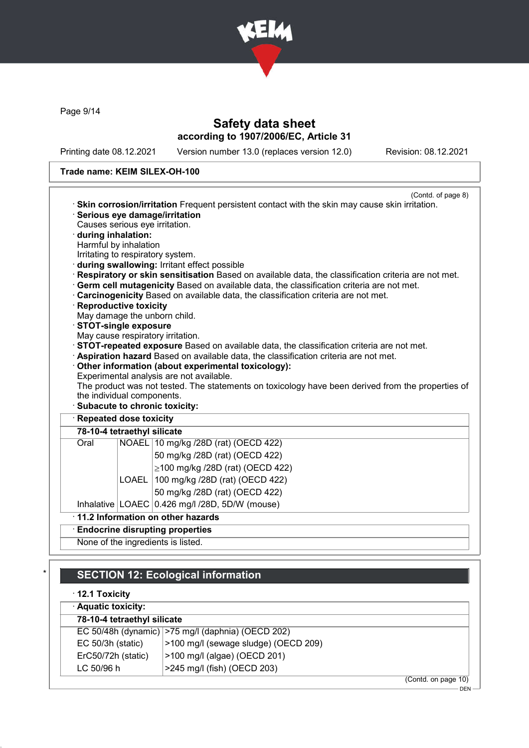Trade name: KEIM SILEX-OH-100

(Contd. of page 8)

· **Skin corrosion/irritation** Frequent persistent contact with the skin may cause skin irritation.
· **Serious eye damage/irritation**
Causes serious eye irritation.
· **during inhalation:**
Harmful by inhalation
Irritating to respiratory system.
· **during swallowing:** Irritant effect possible
· **Respiratory or skin sensitisation** Based on available data, the classification criteria are not met.
· **Germ cell mutagenicity** Based on available data, the classification criteria are not met.
· **Carcinogenicity** Based on available data, the classification criteria are not met.
· **Reproductive toxicity**
May damage the unborn child.
· **STOT-single exposure**
May cause respiratory irritation.
· **STOT-repeated exposure** Based on available data, the classification criteria are not met.
· **Aspiration hazard** Based on available data, the classification criteria are not met.
· **Other information (about experimental toxicology):**
Experimental analysis are not available.
The product was not tested. The statements on toxicology have been derived from the properties of the individual components.
· **Subacute to chronic toxicity:**

· **Repeated dose toxicity**

| **78-10-4 tetraethyl silicate** | | |
|---|---|---|
| Oral | NOAEL | 10 mg/kg /28D (rat) (OECD 422) |
| | | 50 mg/kg /28D (rat) (OECD 422) |
| | | ≥100 mg/kg /28D (rat) (OECD 422) |
| | LOAEL | 100 mg/kg /28D (rat) (OECD 422) |
| | | 50 mg/kg /28D (rat) (OECD 422) |
| Inhalative | LOAEC | 0.426 mg/l /28D, 5D/W (mouse) |

· **11.2 Information on other hazards**

· **Endocrine disrupting properties**

None of the ingredients is listed.

## SECTION 12: Ecological information

· **12.1 Toxicity**

· **Aquatic toxicity:**

| **78-10-4 tetraethyl silicate** | |
|---|---|
| EC 50/48h (dynamic) | >75 mg/l (daphnia) (OECD 202) |
| EC 50/3h (static) | >100 mg/l (sewage sludge) (OECD 209) |
| ErC50/72h (static) | >100 mg/l (algae) (OECD 201) |
| LC 50/96 h | >245 mg/l (fish) (OECD 203) |

(Contd. on page 10)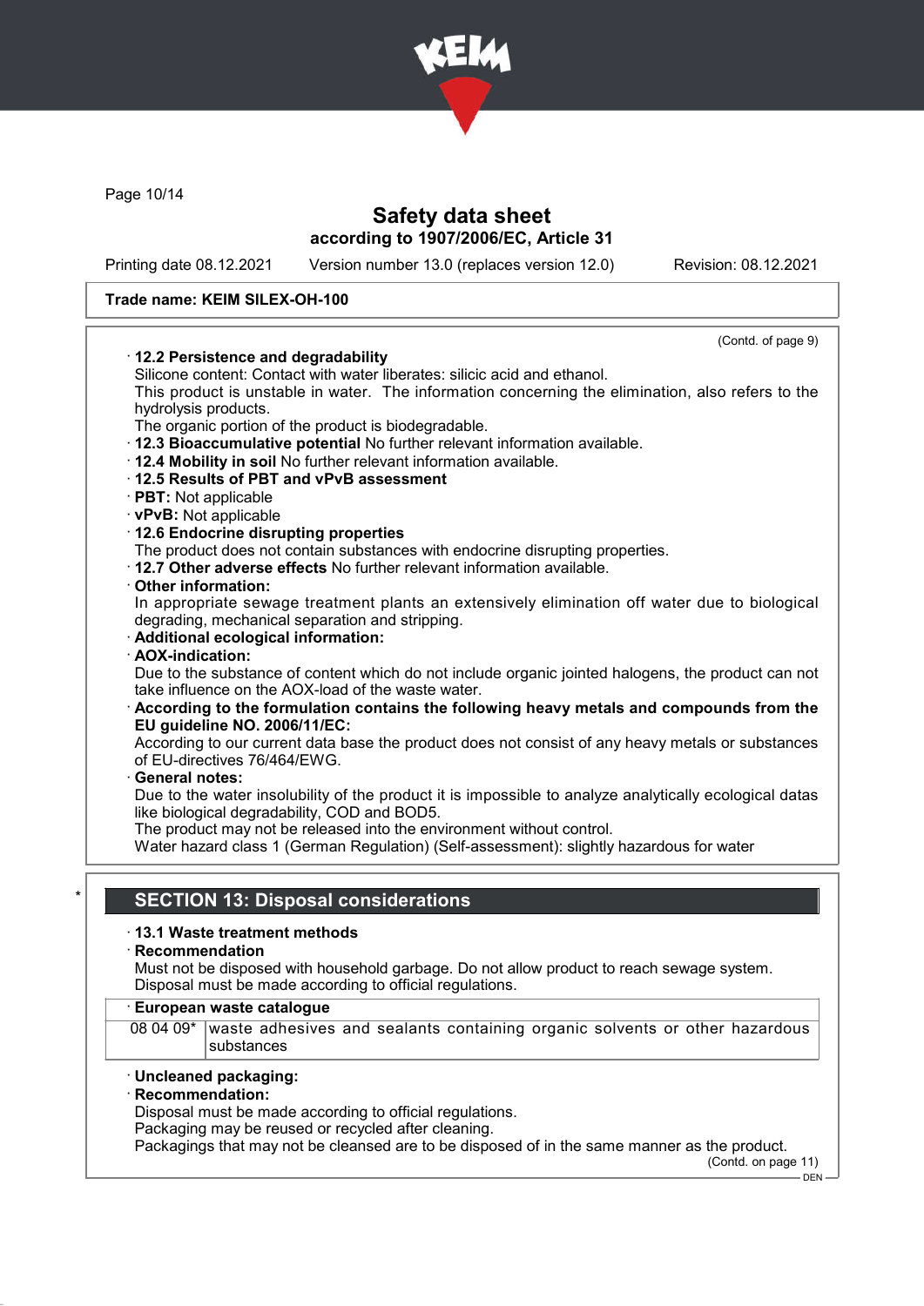Safety data sheet
according to 1907/2006/EC, Article 31

Printing date 08.12.2021 Version number 13.0 (replaces version 12.0) Revision: 08.12.2021

**Trade name: KEIM SILEX-OH-100**

(Contd. of page 9)

· **12.2 Persistence and degradability**
Silicone content: Contact with water liberates: silicic acid and ethanol.
This product is unstable in water. The information concerning the elimination, also refers to the hydrolysis products.
The organic portion of the product is biodegradable.
· **12.3 Bioaccumulative potential** No further relevant information available.
· **12.4 Mobility in soil** No further relevant information available.
· **12.5 Results of PBT and vPvB assessment**
· **PBT:** Not applicable
· **vPvB:** Not applicable
· **12.6 Endocrine disrupting properties**
The product does not contain substances with endocrine disrupting properties.
· **12.7 Other adverse effects** No further relevant information available.
· **Other information:**
In appropriate sewage treatment plants an extensively elimination off water due to biological degrading, mechanical separation and stripping.
· **Additional ecological information:**
· **AOX-indication:**
Due to the substance of content which do not include organic jointed halogens, the product can not take influence on the AOX-load of the waste water.
· **According to the formulation contains the following heavy metals and compounds from the EU guideline NO. 2006/11/EC:**
According to our current data base the product does not consist of any heavy metals or substances of EU-directives 76/464/EWG.
· **General notes:**
Due to the water insolubility of the product it is impossible to analyze analytically ecological datas like biological degradability, COD and BOD5.
The product may not be released into the environment without control.
Water hazard class 1 (German Regulation) (Self-assessment): slightly hazardous for water

## * SECTION 13: Disposal considerations

· **13.1 Waste treatment methods**
· **Recommendation**
Must not be disposed with household garbage. Do not allow product to reach sewage system.
Disposal must be made according to official regulations.

| · **European waste catalogue** | |
|---|---|
| 08 04 09* | waste adhesives and sealants containing organic solvents or other hazardous substances |

· **Uncleaned packaging:**
· **Recommendation:**
Disposal must be made according to official regulations.
Packaging may be reused or recycled after cleaning.
Packagings that may not be cleansed are to be disposed of in the same manner as the product.

(Contd. on page 11)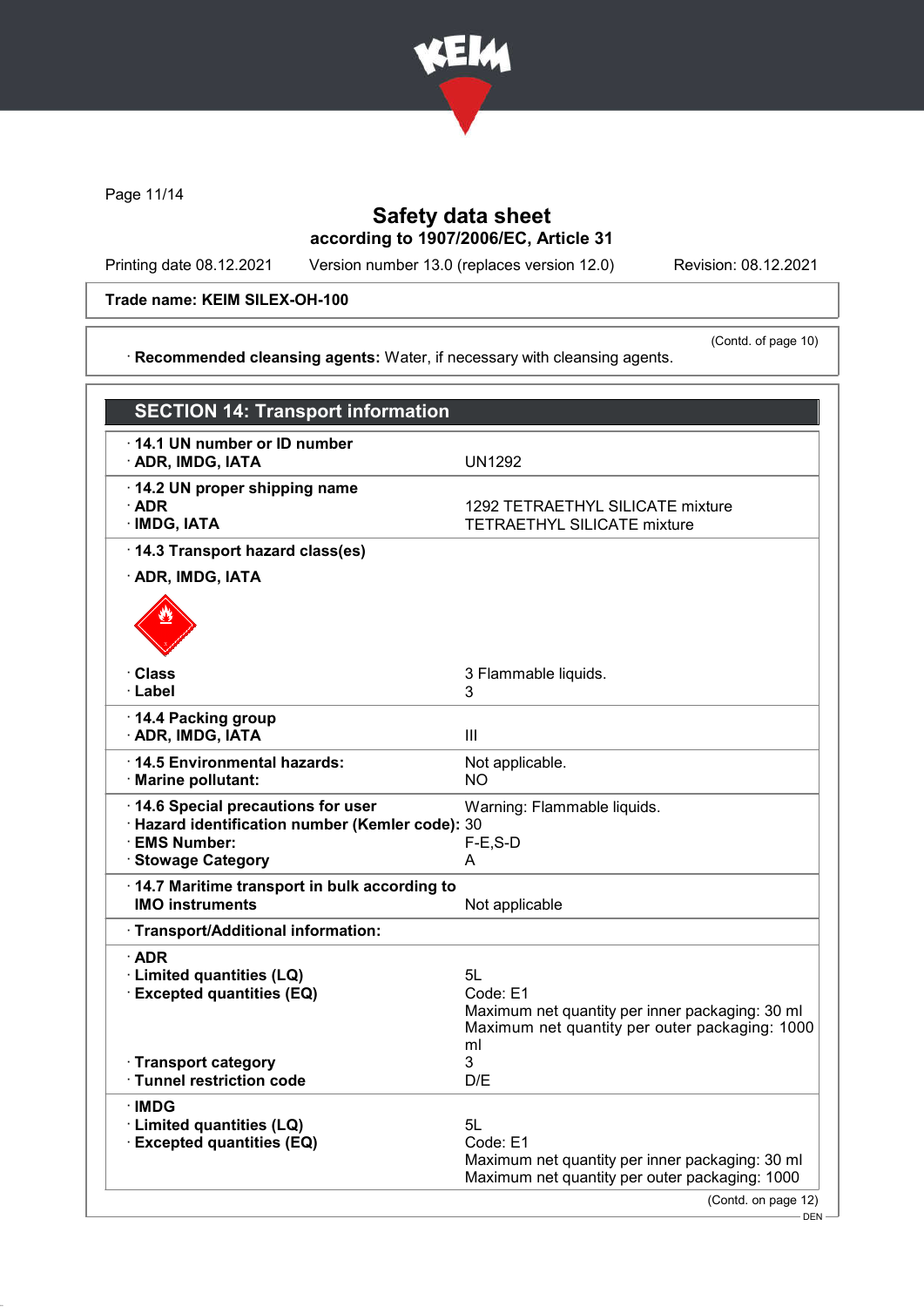Page 11/14

# Safety data sheet
## according to 1907/2006/EC, Article 31

Printing date 08.12.2021 Version number 13.0 (replaces version 12.0) Revision: 08.12.2021

**Trade name: KEIM SILEX-OH-100**

(Contd. of page 10)

· **Recommended cleansing agents:** Water, if necessary with cleansing agents.

## SECTION 14: Transport information

| | |
|---|---|
| · **14.1 UN number or ID number** | |
| · **ADR, IMDG, IATA** | UN1292 |
| · **14.2 UN proper shipping name** | |
| · **ADR** | 1292 TETRAETHYL SILICATE mixture |
| · **IMDG, IATA** | TETRAETHYL SILICATE mixture |
| · **14.3 Transport hazard class(es)** | |
| · **ADR, IMDG, IATA** | |
| · **Class** | 3 Flammable liquids. |
| · **Label** | 3 |
| · **14.4 Packing group** | |
| · **ADR, IMDG, IATA** | III |
| · **14.5 Environmental hazards:** | Not applicable. |
| · **Marine pollutant:** | NO |
| · **14.6 Special precautions for user** | Warning: Flammable liquids. |
| · **Hazard identification number (Kemler code):** | 30 |
| · **EMS Number:** | F-E,S-D |
| · **Stowage Category** | A |
| · **14.7 Maritime transport in bulk according to IMO instruments** | Not applicable |
| · **Transport/Additional information:** | |
| · **ADR** | |
| · **Limited quantities (LQ)** | 5L |
| · **Excepted quantities (EQ)** | Code: E1<br>Maximum net quantity per inner packaging: 30 ml<br>Maximum net quantity per outer packaging: 1000 ml |
| · **Transport category** | 3 |
| · **Tunnel restriction code** | D/E |
| · **IMDG** | |
| · **Limited quantities (LQ)** | 5L |
| · **Excepted quantities (EQ)** | Code: E1<br>Maximum net quantity per inner packaging: 30 ml<br>Maximum net quantity per outer packaging: 1000 |

(Contd. on page 12)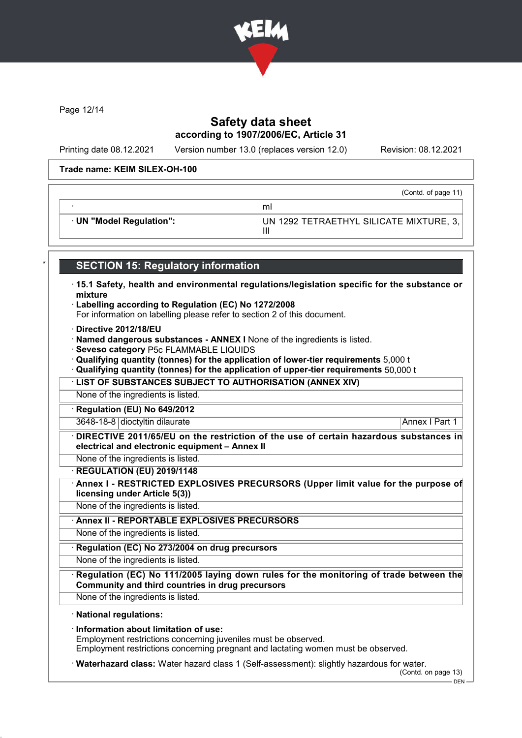Trade name: KEIM SILEX-OH-100

(Contd. of page 11)

| · | ml |
|---|---|
| · **UN "Model Regulation":** | UN 1292 TETRAETHYL SILICATE MIXTURE, 3, III |

## SECTION 15: Regulatory information

· **15.1 Safety, health and environmental regulations/legislation specific for the substance or mixture**
· **Labelling according to Regulation (EC) No 1272/2008**
For information on labelling please refer to section 2 of this document.

· **Directive 2012/18/EU**
· **Named dangerous substances - ANNEX I** None of the ingredients is listed.
· **Seveso category** P5c FLAMMABLE LIQUIDS
· **Qualifying quantity (tonnes) for the application of lower-tier requirements** 5,000 t
· **Qualifying quantity (tonnes) for the application of upper-tier requirements** 50,000 t

· **LIST OF SUBSTANCES SUBJECT TO AUTHORISATION (ANNEX XIV)**
None of the ingredients is listed.

· **Regulation (EU) No 649/2012**

| 3648-18-8 | dioctyltin dilaurate | Annex I Part 1 |
|---|---|---|

· **DIRECTIVE 2011/65/EU on the restriction of the use of certain hazardous substances in electrical and electronic equipment – Annex II**
None of the ingredients is listed.

· **REGULATION (EU) 2019/1148**
· **Annex I - RESTRICTED EXPLOSIVES PRECURSORS (Upper limit value for the purpose of licensing under Article 5(3))**
None of the ingredients is listed.

· **Annex II - REPORTABLE EXPLOSIVES PRECURSORS**
None of the ingredients is listed.

· **Regulation (EC) No 273/2004 on drug precursors**
None of the ingredients is listed.

· **Regulation (EC) No 111/2005 laying down rules for the monitoring of trade between the Community and third countries in drug precursors**
None of the ingredients is listed.

· **National regulations:**

· **Information about limitation of use:**
Employment restrictions concerning juveniles must be observed.
Employment restrictions concerning pregnant and lactating women must be observed.

· **Waterhazard class:** Water hazard class 1 (Self-assessment): slightly hazardous for water.

(Contd. on page 13)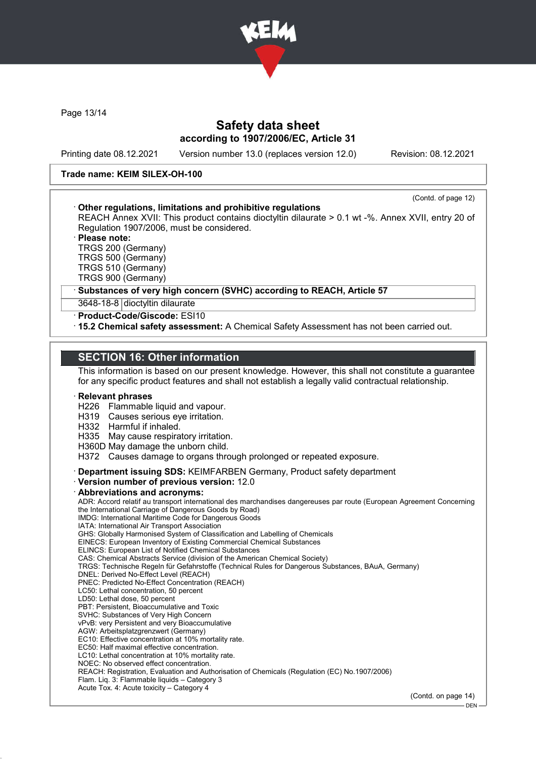Trade name: KEIM SILEX-OH-100

(Contd. of page 12)

· **Other regulations, limitations and prohibitive regulations**
REACH Annex XVII: This product contains dioctyltin dilaurate > 0.1 wt -%. Annex XVII, entry 20 of Regulation 1907/2006, must be considered.

· **Please note:**
TRGS 200 (Germany)
TRGS 500 (Germany)
TRGS 510 (Germany)
TRGS 900 (Germany)

| · **Substances of very high concern (SVHC) according to REACH, Article 57** | |
|---|---|
| 3648-18-8 | dioctyltin dilaurate |

· **Product-Code/Giscode:** ESI10

· **15.2 Chemical safety assessment:** A Chemical Safety Assessment has not been carried out.

## SECTION 16: Other information

This information is based on our present knowledge. However, this shall not constitute a guarantee for any specific product features and shall not establish a legally valid contractual relationship.

· **Relevant phrases**
H226 Flammable liquid and vapour.
H319 Causes serious eye irritation.
H332 Harmful if inhaled.
H335 May cause respiratory irritation.
H360D May damage the unborn child.
H372 Causes damage to organs through prolonged or repeated exposure.

· **Department issuing SDS:** KEIMFARBEN Germany, Product safety department

· **Version number of previous version:** 12.0

· **Abbreviations and acronyms:**
ADR: Accord relatif au transport international des marchandises dangereuses par route (European Agreement Concerning the International Carriage of Dangerous Goods by Road)
IMDG: International Maritime Code for Dangerous Goods
IATA: International Air Transport Association
GHS: Globally Harmonised System of Classification and Labelling of Chemicals
EINECS: European Inventory of Existing Commercial Chemical Substances
ELINCS: European List of Notified Chemical Substances
CAS: Chemical Abstracts Service (division of the American Chemical Society)
TRGS: Technische Regeln für Gefahrstoffe (Technical Rules for Dangerous Substances, BAuA, Germany)
DNEL: Derived No-Effect Level (REACH)
PNEC: Predicted No-Effect Concentration (REACH)
LC50: Lethal concentration, 50 percent
LD50: Lethal dose, 50 percent
PBT: Persistent, Bioaccumulative and Toxic
SVHC: Substances of Very High Concern
vPvB: very Persistent and very Bioaccumulative
AGW: Arbeitsplatzgrenzwert (Germany)
EC10: Effective concentration at 10% mortality rate.
EC50: Half maximal effective concentration.
LC10: Lethal concentration at 10% mortality rate.
NOEC: No observed effect concentration.
REACH: Registration, Evaluation and Authorisation of Chemicals (Regulation (EC) No.1907/2006)
Flam. Liq. 3: Flammable liquids – Category 3
Acute Tox. 4: Acute toxicity – Category 4

(Contd. on page 14)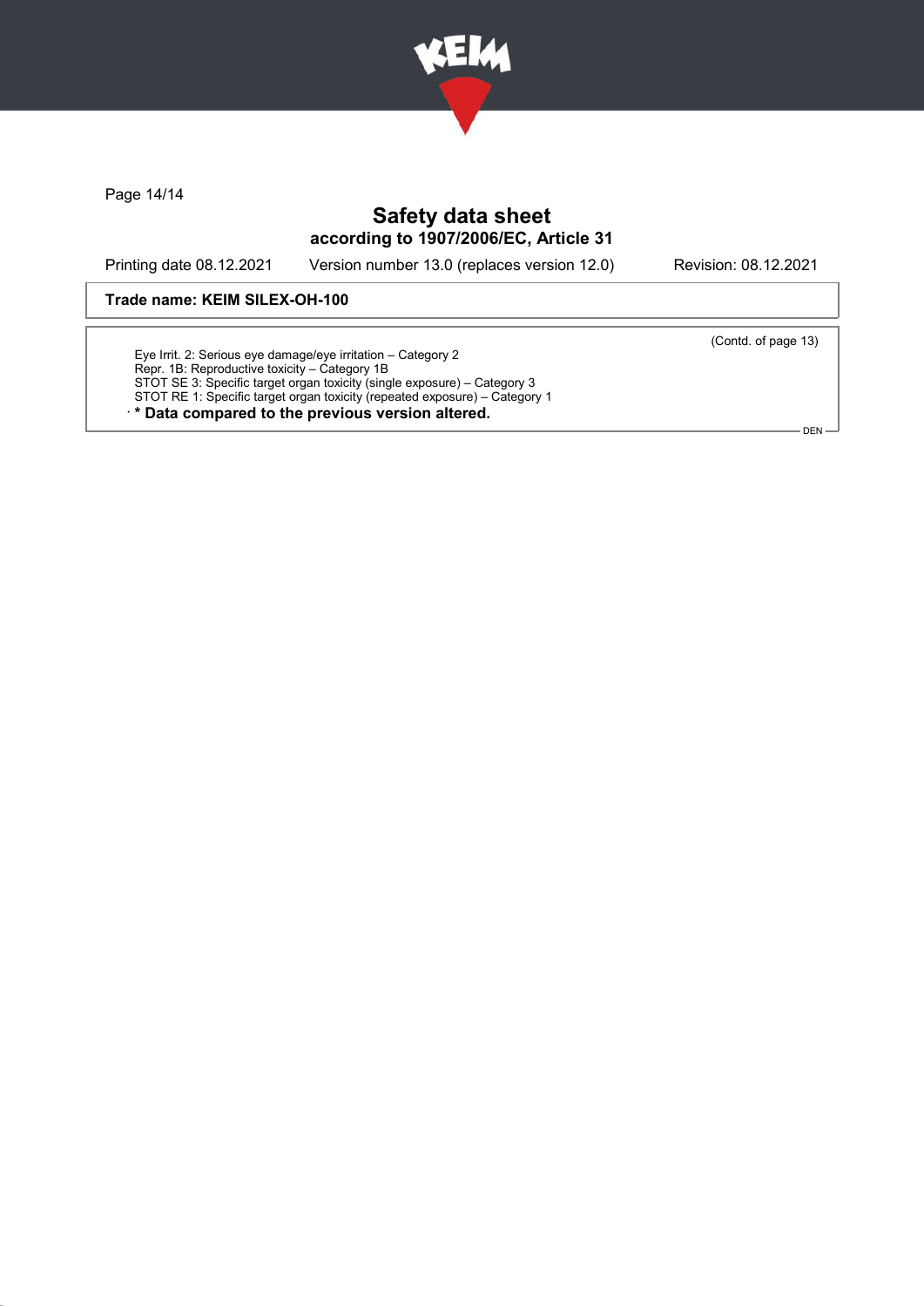Eye Irrit. 2: Serious eye damage/eye irritation – Category 2
Repr. 1B: Reproductive toxicity – Category 1B
STOT SE 3: Specific target organ toxicity (single exposure) – Category 3
STOT RE 1: Specific target organ toxicity (repeated exposure) – Category 1

· **\* Data compared to the previous version altered.**